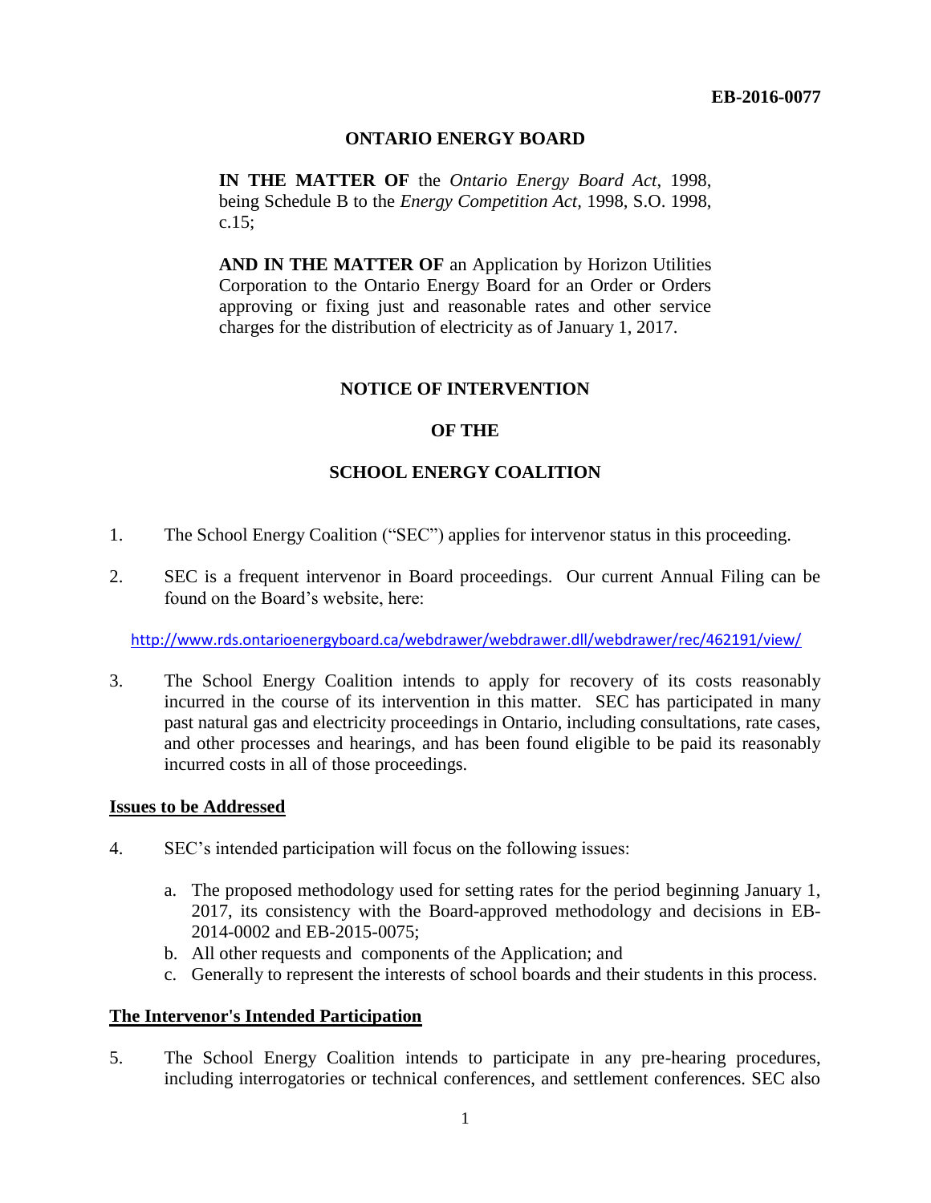**EB-2016-0077**

**ONTARIO ENERGY BOARD**

**IN THE MATTER OF** the *Ontario Energy Board Act*, 1998, being Schedule B to the *Energy Competition Act*, 1998, S.O. 1998, c.15;

**AND IN THE MATTER OF** an Application by Horizon Utilities Corporation to the Ontario Energy Board for an Order or Orders approving or fixing just and reasonable rates and other service charges for the distribution of electricity as of January 1, 2017.

**NOTICE OF INTERVENTION**

**OF THE**

**SCHOOL ENERGY COALITION**

1. The School Energy Coalition ("SEC") applies for intervenor status in this proceeding.

2. SEC is a frequent intervenor in Board proceedings. Our current Annual Filing can be found on the Board's website, here:

http://www.rds.ontarioenergyboard.ca/webdrawer/webdrawer.dll/webdrawer/rec/462191/view/

3. The School Energy Coalition intends to apply for recovery of its costs reasonably incurred in the course of its intervention in this matter. SEC has participated in many past natural gas and electricity proceedings in Ontario, including consultations, rate cases, and other processes and hearings, and has been found eligible to be paid its reasonably incurred costs in all of those proceedings.

**Issues to be Addressed**

4. SEC's intended participation will focus on the following issues:

   a. The proposed methodology used for setting rates for the period beginning January 1, 2017, its consistency with the Board-approved methodology and decisions in EB-2014-0002 and EB-2015-0075;
   b. All other requests and components of the Application; and
   c. Generally to represent the interests of school boards and their students in this process.

**The Intervenor's Intended Participation**

5. The School Energy Coalition intends to participate in any pre-hearing procedures, including interrogatories or technical conferences, and settlement conferences. SEC also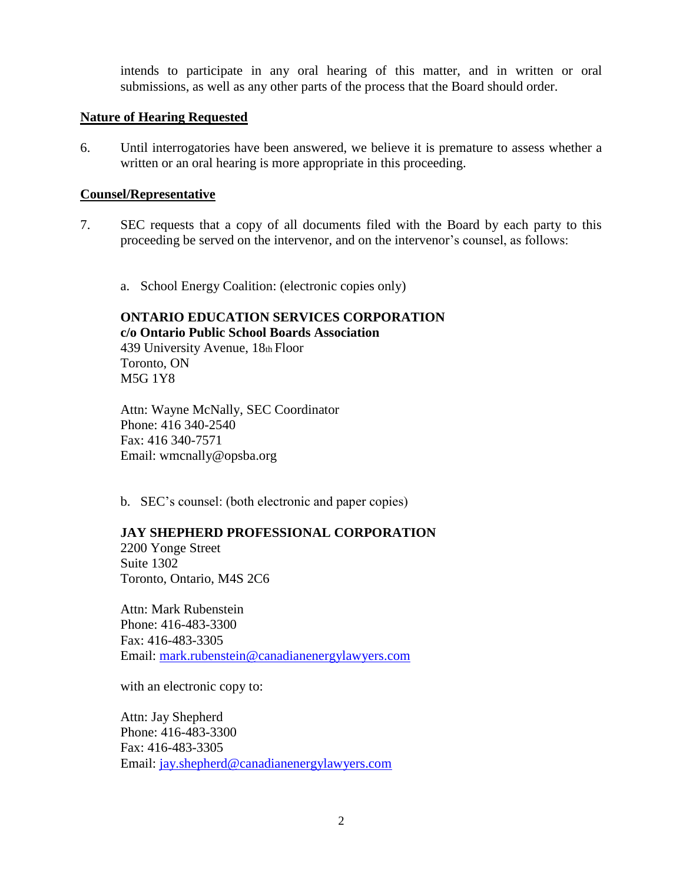intends to participate in any oral hearing of this matter, and in written or oral submissions, as well as any other parts of the process that the Board should order.

**Nature of Hearing Requested**

6. Until interrogatories have been answered, we believe it is premature to assess whether a written or an oral hearing is more appropriate in this proceeding.

**Counsel/Representative**

7. SEC requests that a copy of all documents filed with the Board by each party to this proceeding be served on the intervenor, and on the intervenor's counsel, as follows:

a. School Energy Coalition: (electronic copies only)

**ONTARIO EDUCATION SERVICES CORPORATION**
**c/o Ontario Public School Boards Association**
439 University Avenue, 18th Floor
Toronto, ON
M5G 1Y8

Attn: Wayne McNally, SEC Coordinator
Phone: 416 340-2540
Fax: 416 340-7571
Email: wmcnally@opsba.org

b. SEC's counsel: (both electronic and paper copies)

**JAY SHEPHERD PROFESSIONAL CORPORATION**
2200 Yonge Street
Suite 1302
Toronto, Ontario, M4S 2C6

Attn: Mark Rubenstein
Phone: 416-483-3300
Fax: 416-483-3305
Email: mark.rubenstein@canadianenergylawyers.com

with an electronic copy to:

Attn: Jay Shepherd
Phone: 416-483-3300
Fax: 416-483-3305
Email: jay.shepherd@canadianenergylawyers.com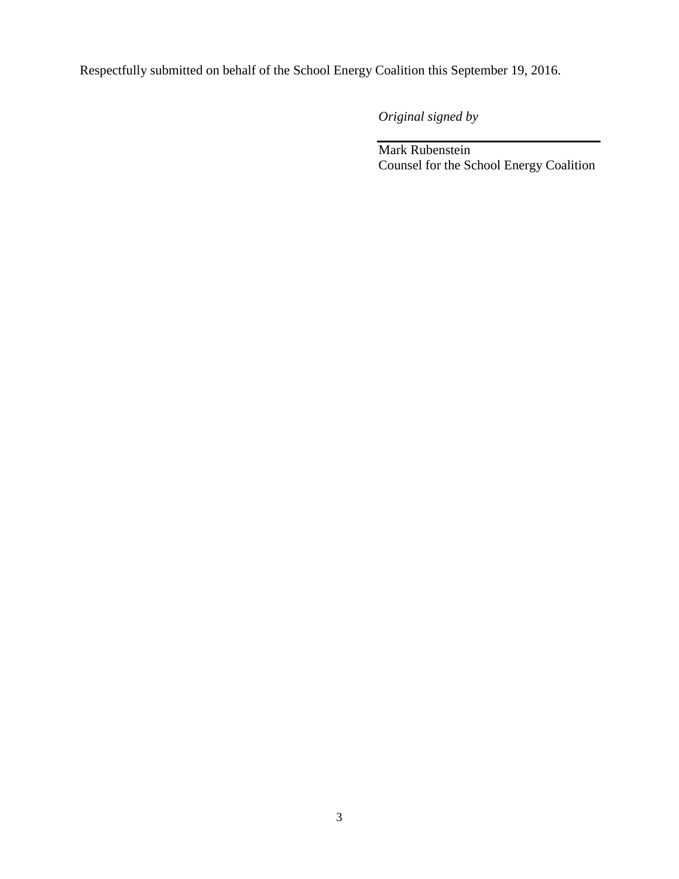Respectfully submitted on behalf of the School Energy Coalition this September 19, 2016.

*Original signed by*

Mark Rubenstein
Counsel for the School Energy Coalition